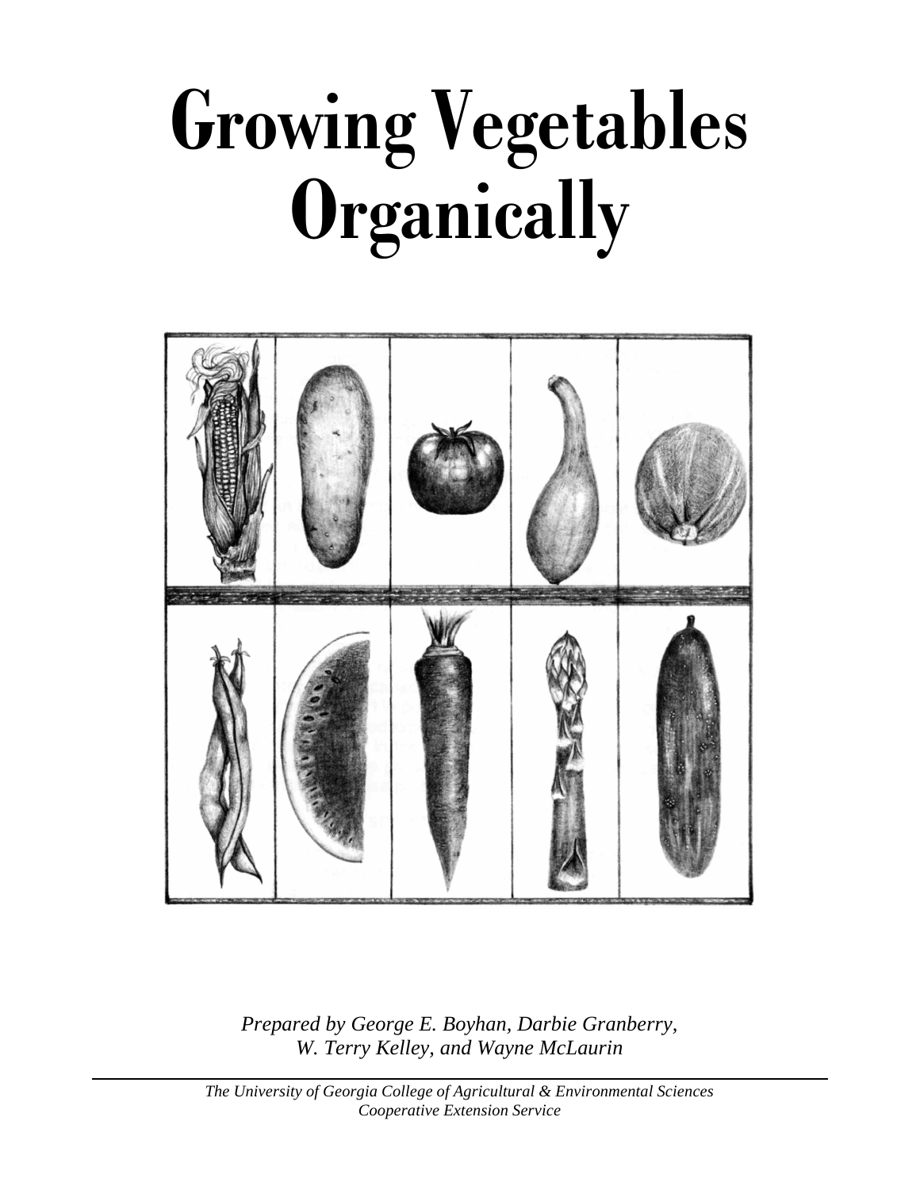# Growing Vegetables Organically

*Prepared by George E. Boyhan, Darbie Granberry, W. Terry Kelley, and Wayne McLaurin*

*The University of Georgia College of Agricultural & Environmental Sciences Cooperative Extension Service*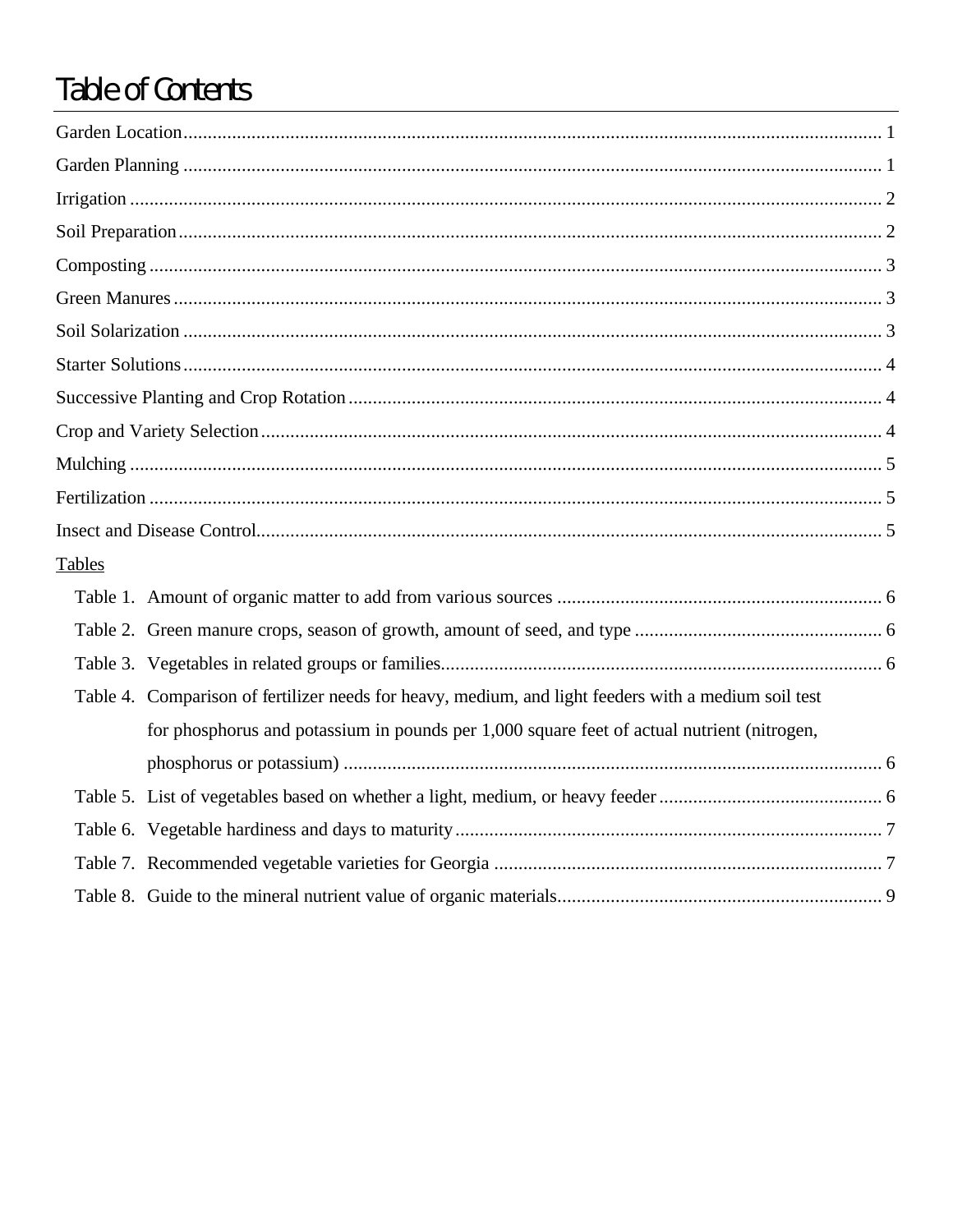# Table of Contents

Garden Location ... 1

Garden Planning ... 1

Irrigation ... 2

Soil Preparation ... 2

Composting ... 3

Green Manures ... 3

Soil Solarization ... 3

Starter Solutions ... 4

Successive Planting and Crop Rotation ... 4

Crop and Variety Selection ... 4

Mulching ... 5

Fertilization ... 5

Insect and Disease Control ... 5

Tables

- Table 1. Amount of organic matter to add from various sources ... 6
- Table 2. Green manure crops, season of growth, amount of seed, and type ... 6
- Table 3. Vegetables in related groups or families ... 6
- Table 4. Comparison of fertilizer needs for heavy, medium, and light feeders with a medium soil test for phosphorus and potassium in pounds per 1,000 square feet of actual nutrient (nitrogen, phosphorus or potassium) ... 6
- Table 5. List of vegetables based on whether a light, medium, or heavy feeder ... 6
- Table 6. Vegetable hardiness and days to maturity ... 7
- Table 7. Recommended vegetable varieties for Georgia ... 7
- Table 8. Guide to the mineral nutrient value of organic materials ... 9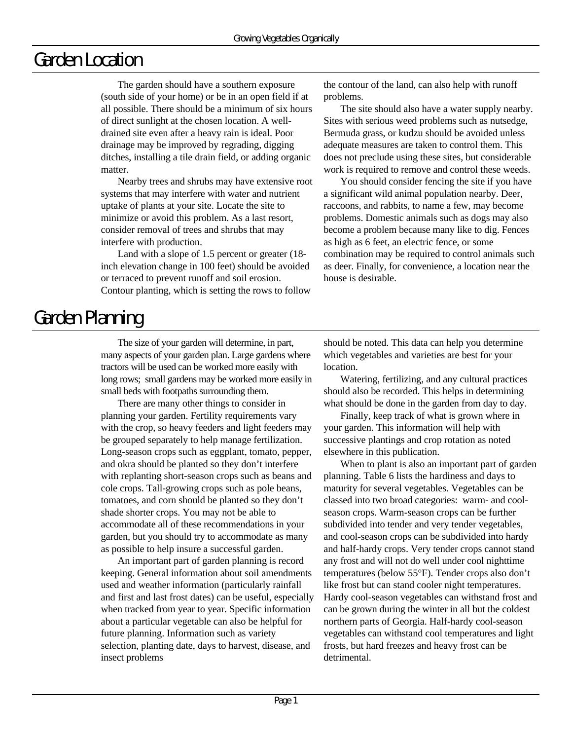# Garden Location

The garden should have a southern exposure (south side of your home) or be in an open field if at all possible. There should be a minimum of six hours of direct sunlight at the chosen location. A well-drained site even after a heavy rain is ideal. Poor drainage may be improved by regrading, digging ditches, installing a tile drain field, or adding organic matter.

Nearby trees and shrubs may have extensive root systems that may interfere with water and nutrient uptake of plants at your site. Locate the site to minimize or avoid this problem. As a last resort, consider removal of trees and shrubs that may interfere with production.

Land with a slope of 1.5 percent or greater (18-inch elevation change in 100 feet) should be avoided or terraced to prevent runoff and soil erosion. Contour planting, which is setting the rows to follow the contour of the land, can also help with runoff problems.

The site should also have a water supply nearby. Sites with serious weed problems such as nutsedge, Bermuda grass, or kudzu should be avoided unless adequate measures are taken to control them. This does not preclude using these sites, but considerable work is required to remove and control these weeds.

You should consider fencing the site if you have a significant wild animal population nearby. Deer, raccoons, and rabbits, to name a few, may become problems. Domestic animals such as dogs may also become a problem because many like to dig. Fences as high as 6 feet, an electric fence, or some combination may be required to control animals such as deer. Finally, for convenience, a location near the house is desirable.

# Garden Planning

The size of your garden will determine, in part, many aspects of your garden plan. Large gardens where tractors will be used can be worked more easily with long rows; small gardens may be worked more easily in small beds with footpaths surrounding them.

There are many other things to consider in planning your garden. Fertility requirements vary with the crop, so heavy feeders and light feeders may be grouped separately to help manage fertilization. Long-season crops such as eggplant, tomato, pepper, and okra should be planted so they don't interfere with replanting short-season crops such as beans and cole crops. Tall-growing crops such as pole beans, tomatoes, and corn should be planted so they don't shade shorter crops. You may not be able to accommodate all of these recommendations in your garden, but you should try to accommodate as many as possible to help insure a successful garden.

An important part of garden planning is record keeping. General information about soil amendments used and weather information (particularly rainfall and first and last frost dates) can be useful, especially when tracked from year to year. Specific information about a particular vegetable can also be helpful for future planning. Information such as variety selection, planting date, days to harvest, disease, and insect problems should be noted. This data can help you determine which vegetables and varieties are best for your location.

Watering, fertilizing, and any cultural practices should also be recorded. This helps in determining what should be done in the garden from day to day.

Finally, keep track of what is grown where in your garden. This information will help with successive plantings and crop rotation as noted elsewhere in this publication.

When to plant is also an important part of garden planning. Table 6 lists the hardiness and days to maturity for several vegetables. Vegetables can be classed into two broad categories: warm- and cool-season crops. Warm-season crops can be further subdivided into tender and very tender vegetables, and cool-season crops can be subdivided into hardy and half-hardy crops. Very tender crops cannot stand any frost and will not do well under cool nighttime temperatures (below 55°F). Tender crops also don't like frost but can stand cooler night temperatures. Hardy cool-season vegetables can withstand frost and can be grown during the winter in all but the coldest northern parts of Georgia. Half-hardy cool-season vegetables can withstand cool temperatures and light frosts, but hard freezes and heavy frost can be detrimental.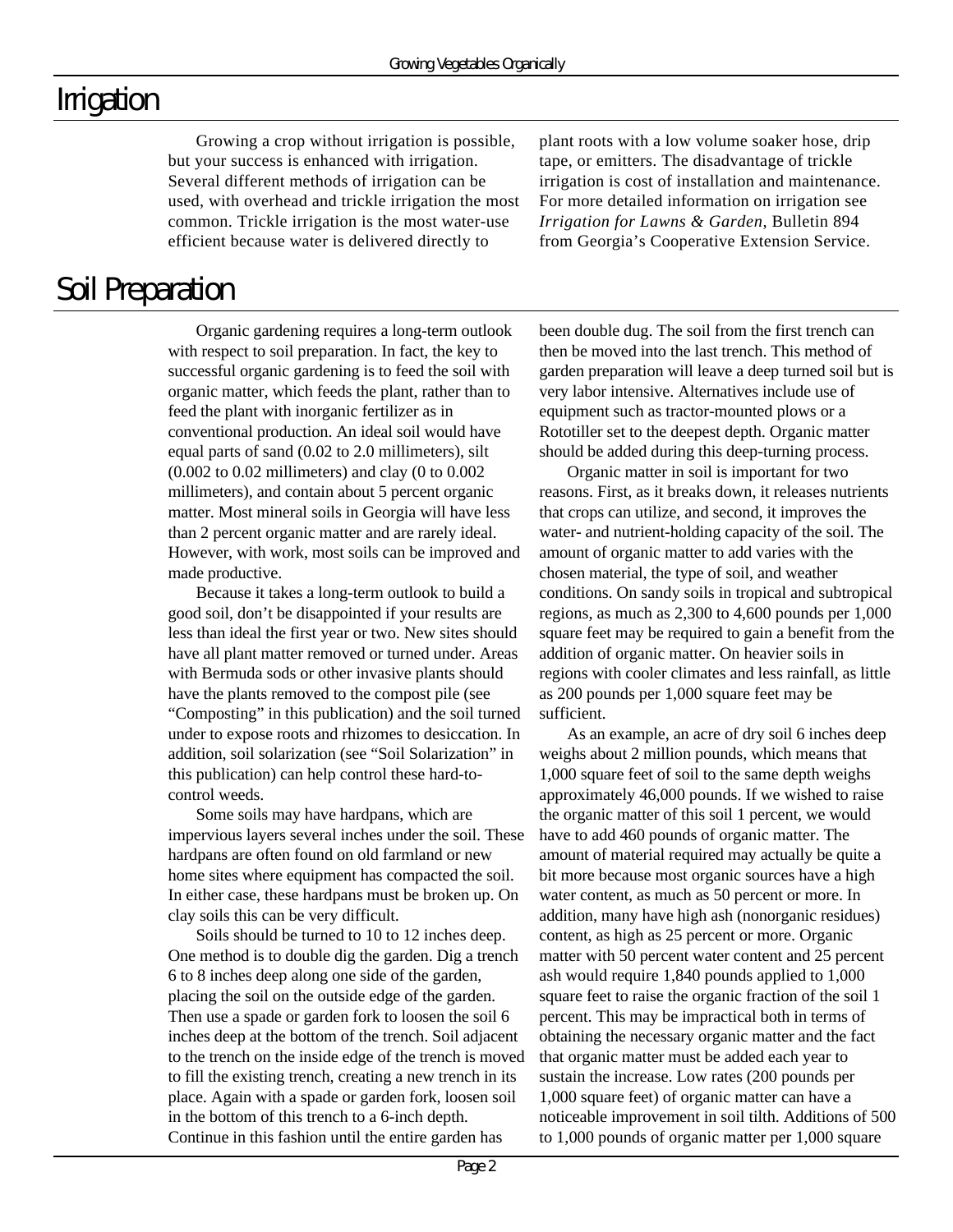# Irrigation

Growing a crop without irrigation is possible, but your success is enhanced with irrigation. Several different methods of irrigation can be used, with overhead and trickle irrigation the most common. Trickle irrigation is the most water-use efficient because water is delivered directly to plant roots with a low volume soaker hose, drip tape, or emitters. The disadvantage of trickle irrigation is cost of installation and maintenance. For more detailed information on irrigation see *Irrigation for Lawns & Garden*, Bulletin 894 from Georgia's Cooperative Extension Service.

# Soil Preparation

Organic gardening requires a long-term outlook with respect to soil preparation. In fact, the key to successful organic gardening is to feed the soil with organic matter, which feeds the plant, rather than to feed the plant with inorganic fertilizer as in conventional production. An ideal soil would have equal parts of sand (0.02 to 2.0 millimeters), silt (0.002 to 0.02 millimeters) and clay (0 to 0.002 millimeters), and contain about 5 percent organic matter. Most mineral soils in Georgia will have less than 2 percent organic matter and are rarely ideal. However, with work, most soils can be improved and made productive.

Because it takes a long-term outlook to build a good soil, don't be disappointed if your results are less than ideal the first year or two. New sites should have all plant matter removed or turned under. Areas with Bermuda sods or other invasive plants should have the plants removed to the compost pile (see "Composting" in this publication) and the soil turned under to expose roots and rhizomes to desiccation. In addition, soil solarization (see "Soil Solarization" in this publication) can help control these hard-to-control weeds.

Some soils may have hardpans, which are impervious layers several inches under the soil. These hardpans are often found on old farmland or new home sites where equipment has compacted the soil. In either case, these hardpans must be broken up. On clay soils this can be very difficult.

Soils should be turned to 10 to 12 inches deep. One method is to double dig the garden. Dig a trench 6 to 8 inches deep along one side of the garden, placing the soil on the outside edge of the garden. Then use a spade or garden fork to loosen the soil 6 inches deep at the bottom of the trench. Soil adjacent to the trench on the inside edge of the trench is moved to fill the existing trench, creating a new trench in its place. Again with a spade or garden fork, loosen soil in the bottom of this trench to a 6-inch depth. Continue in this fashion until the entire garden has been double dug. The soil from the first trench can then be moved into the last trench. This method of garden preparation will leave a deep turned soil but is very labor intensive. Alternatives include use of equipment such as tractor-mounted plows or a Rototiller set to the deepest depth. Organic matter should be added during this deep-turning process.

Organic matter in soil is important for two reasons. First, as it breaks down, it releases nutrients that crops can utilize, and second, it improves the water- and nutrient-holding capacity of the soil. The amount of organic matter to add varies with the chosen material, the type of soil, and weather conditions. On sandy soils in tropical and subtropical regions, as much as 2,300 to 4,600 pounds per 1,000 square feet may be required to gain a benefit from the addition of organic matter. On heavier soils in regions with cooler climates and less rainfall, as little as 200 pounds per 1,000 square feet may be sufficient.

As an example, an acre of dry soil 6 inches deep weighs about 2 million pounds, which means that 1,000 square feet of soil to the same depth weighs approximately 46,000 pounds. If we wished to raise the organic matter of this soil 1 percent, we would have to add 460 pounds of organic matter. The amount of material required may actually be quite a bit more because most organic sources have a high water content, as much as 50 percent or more. In addition, many have high ash (nonorganic residues) content, as high as 25 percent or more. Organic matter with 50 percent water content and 25 percent ash would require 1,840 pounds applied to 1,000 square feet to raise the organic fraction of the soil 1 percent. This may be impractical both in terms of obtaining the necessary organic matter and the fact that organic matter must be added each year to sustain the increase. Low rates (200 pounds per 1,000 square feet) of organic matter can have a noticeable improvement in soil tilth. Additions of 500 to 1,000 pounds of organic matter per 1,000 square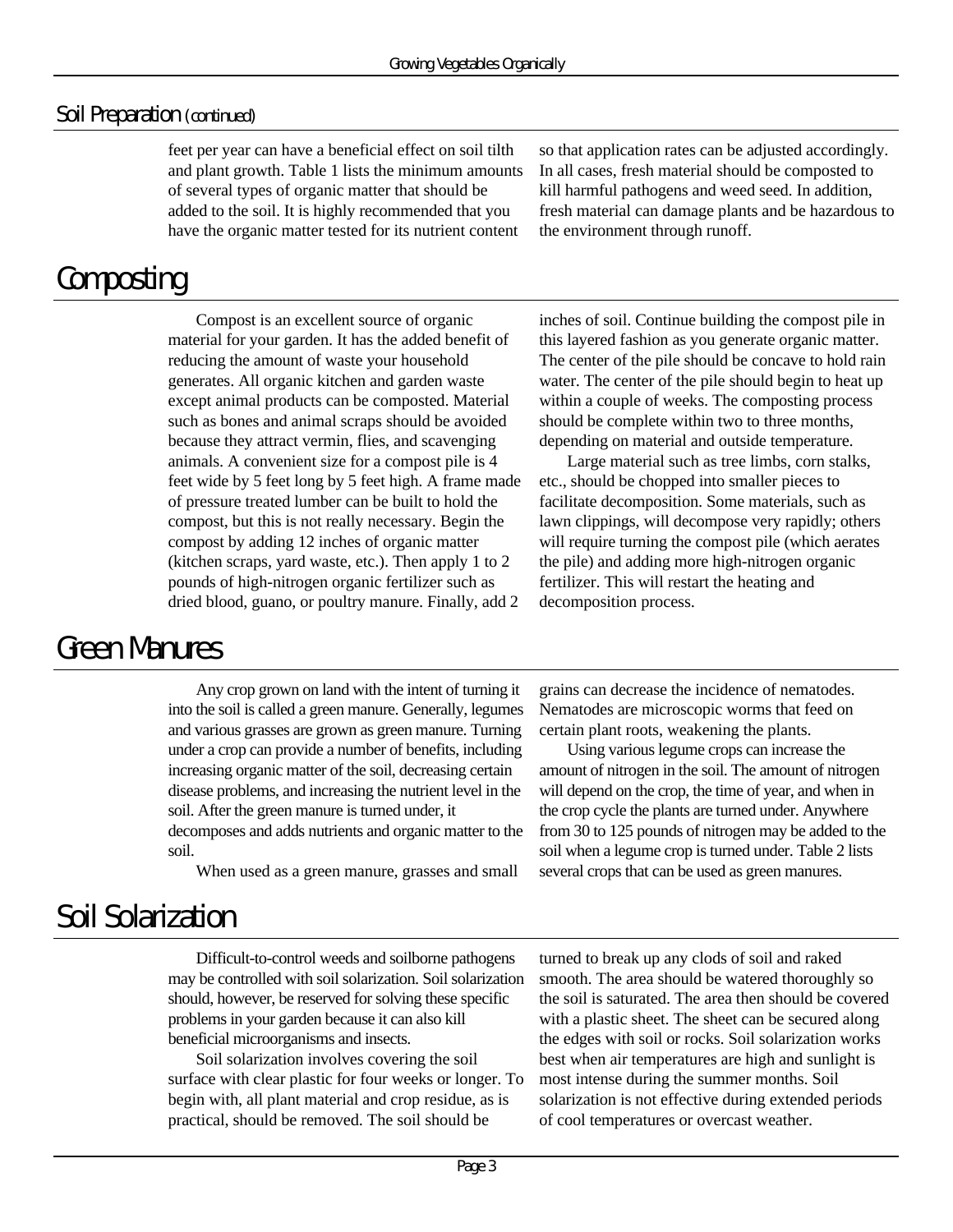## Soil Preparation (continued)

feet per year can have a beneficial effect on soil tilth and plant growth. Table 1 lists the minimum amounts of several types of organic matter that should be added to the soil. It is highly recommended that you have the organic matter tested for its nutrient content so that application rates can be adjusted accordingly. In all cases, fresh material should be composted to kill harmful pathogens and weed seed. In addition, fresh material can damage plants and be hazardous to the environment through runoff.

# Composting

Compost is an excellent source of organic material for your garden. It has the added benefit of reducing the amount of waste your household generates. All organic kitchen and garden waste except animal products can be composted. Material such as bones and animal scraps should be avoided because they attract vermin, flies, and scavenging animals. A convenient size for a compost pile is 4 feet wide by 5 feet long by 5 feet high. A frame made of pressure treated lumber can be built to hold the compost, but this is not really necessary. Begin the compost by adding 12 inches of organic matter (kitchen scraps, yard waste, etc.). Then apply 1 to 2 pounds of high-nitrogen organic fertilizer such as dried blood, guano, or poultry manure. Finally, add 2 inches of soil. Continue building the compost pile in this layered fashion as you generate organic matter. The center of the pile should be concave to hold rain water. The center of the pile should begin to heat up within a couple of weeks. The composting process should be complete within two to three months, depending on material and outside temperature.

Large material such as tree limbs, corn stalks, etc., should be chopped into smaller pieces to facilitate decomposition. Some materials, such as lawn clippings, will decompose very rapidly; others will require turning the compost pile (which aerates the pile) and adding more high-nitrogen organic fertilizer. This will restart the heating and decomposition process.

# Green Manures

Any crop grown on land with the intent of turning it into the soil is called a green manure. Generally, legumes and various grasses are grown as green manure. Turning under a crop can provide a number of benefits, including increasing organic matter of the soil, decreasing certain disease problems, and increasing the nutrient level in the soil. After the green manure is turned under, it decomposes and adds nutrients and organic matter to the soil.

When used as a green manure, grasses and small grains can decrease the incidence of nematodes. Nematodes are microscopic worms that feed on certain plant roots, weakening the plants.

Using various legume crops can increase the amount of nitrogen in the soil. The amount of nitrogen will depend on the crop, the time of year, and when in the crop cycle the plants are turned under. Anywhere from 30 to 125 pounds of nitrogen may be added to the soil when a legume crop is turned under. Table 2 lists several crops that can be used as green manures.

# Soil Solarization

Difficult-to-control weeds and soilborne pathogens may be controlled with soil solarization. Soil solarization should, however, be reserved for solving these specific problems in your garden because it can also kill beneficial microorganisms and insects.

Soil solarization involves covering the soil surface with clear plastic for four weeks or longer. To begin with, all plant material and crop residue, as is practical, should be removed. The soil should be turned to break up any clods of soil and raked smooth. The area should be watered thoroughly so the soil is saturated. The area then should be covered with a plastic sheet. The sheet can be secured along the edges with soil or rocks. Soil solarization works best when air temperatures are high and sunlight is most intense during the summer months. Soil solarization is not effective during extended periods of cool temperatures or overcast weather.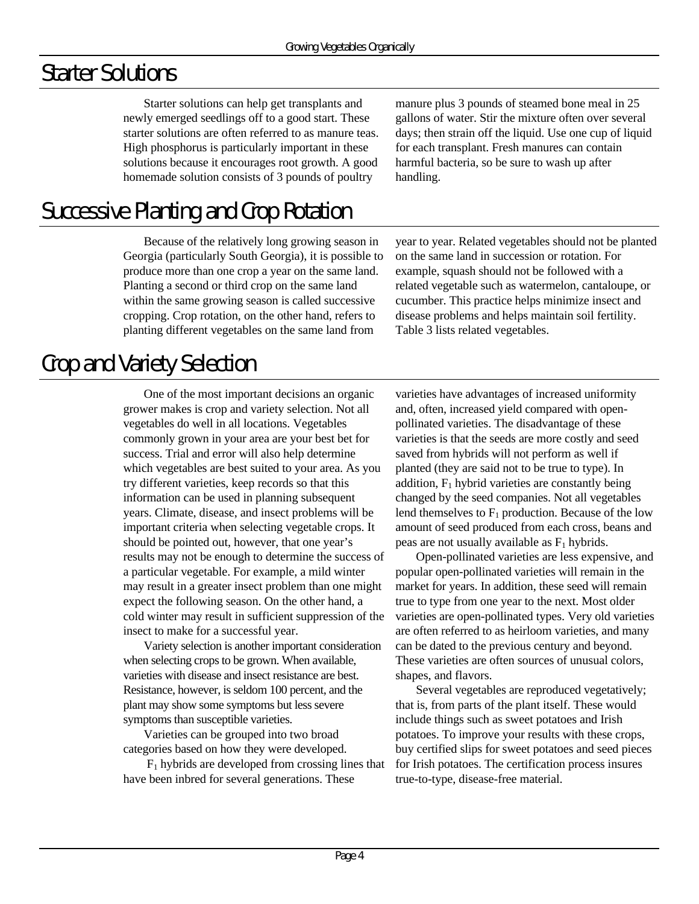## Starter Solutions

Starter solutions can help get transplants and newly emerged seedlings off to a good start. These starter solutions are often referred to as manure teas. High phosphorus is particularly important in these solutions because it encourages root growth. A good homemade solution consists of 3 pounds of poultry manure plus 3 pounds of steamed bone meal in 25 gallons of water. Stir the mixture often over several days; then strain off the liquid. Use one cup of liquid for each transplant. Fresh manures can contain harmful bacteria, so be sure to wash up after handling.

## Successive Planting and Crop Rotation

Because of the relatively long growing season in Georgia (particularly South Georgia), it is possible to produce more than one crop a year on the same land. Planting a second or third crop on the same land within the same growing season is called successive cropping. Crop rotation, on the other hand, refers to planting different vegetables on the same land from year to year. Related vegetables should not be planted on the same land in succession or rotation. For example, squash should not be followed with a related vegetable such as watermelon, cantaloupe, or cucumber. This practice helps minimize insect and disease problems and helps maintain soil fertility. Table 3 lists related vegetables.

## Crop and Variety Selection

One of the most important decisions an organic grower makes is crop and variety selection. Not all vegetables do well in all locations. Vegetables commonly grown in your area are your best bet for success. Trial and error will also help determine which vegetables are best suited to your area. As you try different varieties, keep records so that this information can be used in planning subsequent years. Climate, disease, and insect problems will be important criteria when selecting vegetable crops. It should be pointed out, however, that one year's results may not be enough to determine the success of a particular vegetable. For example, a mild winter may result in a greater insect problem than one might expect the following season. On the other hand, a cold winter may result in sufficient suppression of the insect to make for a successful year.

Variety selection is another important consideration when selecting crops to be grown. When available, varieties with disease and insect resistance are best. Resistance, however, is seldom 100 percent, and the plant may show some symptoms but less severe symptoms than susceptible varieties.

Varieties can be grouped into two broad categories based on how they were developed.

$F_1$ hybrids are developed from crossing lines that have been inbred for several generations. These varieties have advantages of increased uniformity and, often, increased yield compared with open-pollinated varieties. The disadvantage of these varieties is that the seeds are more costly and seed saved from hybrids will not perform as well if planted (they are said not to be true to type). In addition, $F_1$ hybrid varieties are constantly being changed by the seed companies. Not all vegetables lend themselves to $F_1$ production. Because of the low amount of seed produced from each cross, beans and peas are not usually available as $F_1$ hybrids.

Open-pollinated varieties are less expensive, and popular open-pollinated varieties will remain in the market for years. In addition, these seed will remain true to type from one year to the next. Most older varieties are open-pollinated types. Very old varieties are often referred to as heirloom varieties, and many can be dated to the previous century and beyond. These varieties are often sources of unusual colors, shapes, and flavors.

Several vegetables are reproduced vegetatively; that is, from parts of the plant itself. These would include things such as sweet potatoes and Irish potatoes. To improve your results with these crops, buy certified slips for sweet potatoes and seed pieces for Irish potatoes. The certification process insures true-to-type, disease-free material.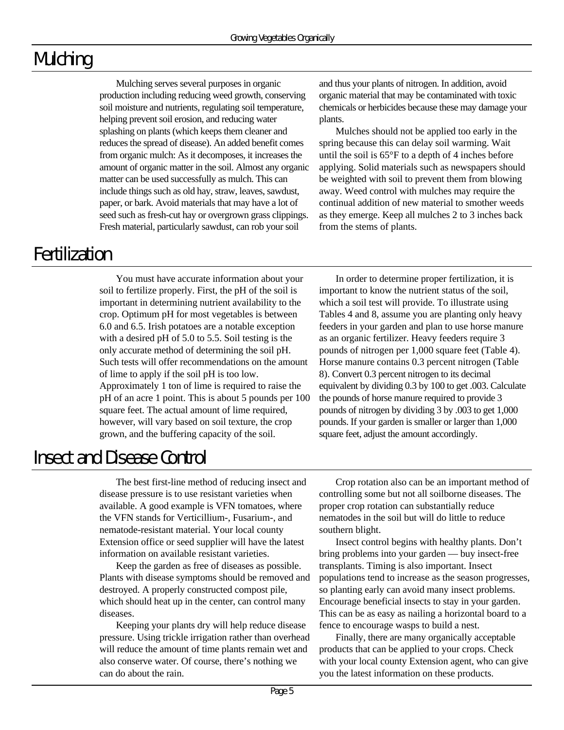# Mulching

Mulching serves several purposes in organic production including reducing weed growth, conserving soil moisture and nutrients, regulating soil temperature, helping prevent soil erosion, and reducing water splashing on plants (which keeps them cleaner and reduces the spread of disease). An added benefit comes from organic mulch: As it decomposes, it increases the amount of organic matter in the soil. Almost any organic matter can be used successfully as mulch. This can include things such as old hay, straw, leaves, sawdust, paper, or bark. Avoid materials that may have a lot of seed such as fresh-cut hay or overgrown grass clippings. Fresh material, particularly sawdust, can rob your soil and thus your plants of nitrogen. In addition, avoid organic material that may be contaminated with toxic chemicals or herbicides because these may damage your plants.

Mulches should not be applied too early in the spring because this can delay soil warming. Wait until the soil is 65°F to a depth of 4 inches before applying. Solid materials such as newspapers should be weighted with soil to prevent them from blowing away. Weed control with mulches may require the continual addition of new material to smother weeds as they emerge. Keep all mulches 2 to 3 inches back from the stems of plants.

# Fertilization

You must have accurate information about your soil to fertilize properly. First, the pH of the soil is important in determining nutrient availability to the crop. Optimum pH for most vegetables is between 6.0 and 6.5. Irish potatoes are a notable exception with a desired pH of 5.0 to 5.5. Soil testing is the only accurate method of determining the soil pH. Such tests will offer recommendations on the amount of lime to apply if the soil pH is too low. Approximately 1 ton of lime is required to raise the pH of an acre 1 point. This is about 5 pounds per 100 square feet. The actual amount of lime required, however, will vary based on soil texture, the crop grown, and the buffering capacity of the soil.

In order to determine proper fertilization, it is important to know the nutrient status of the soil, which a soil test will provide. To illustrate using Tables 4 and 8, assume you are planting only heavy feeders in your garden and plan to use horse manure as an organic fertilizer. Heavy feeders require 3 pounds of nitrogen per 1,000 square feet (Table 4). Horse manure contains 0.3 percent nitrogen (Table 8). Convert 0.3 percent nitrogen to its decimal equivalent by dividing 0.3 by 100 to get .003. Calculate the pounds of horse manure required to provide 3 pounds of nitrogen by dividing 3 by .003 to get 1,000 pounds. If your garden is smaller or larger than 1,000 square feet, adjust the amount accordingly.

# Insect and Disease Control

The best first-line method of reducing insect and disease pressure is to use resistant varieties when available. A good example is VFN tomatoes, where the VFN stands for Verticillium-, Fusarium-, and nematode-resistant material. Your local county Extension office or seed supplier will have the latest information on available resistant varieties.

Keep the garden as free of diseases as possible. Plants with disease symptoms should be removed and destroyed. A properly constructed compost pile, which should heat up in the center, can control many diseases.

Keeping your plants dry will help reduce disease pressure. Using trickle irrigation rather than overhead will reduce the amount of time plants remain wet and also conserve water. Of course, there's nothing we can do about the rain.

Crop rotation also can be an important method of controlling some but not all soilborne diseases. The proper crop rotation can substantially reduce nematodes in the soil but will do little to reduce southern blight.

Insect control begins with healthy plants. Don't bring problems into your garden — buy insect-free transplants. Timing is also important. Insect populations tend to increase as the season progresses, so planting early can avoid many insect problems. Encourage beneficial insects to stay in your garden. This can be as easy as nailing a horizontal board to a fence to encourage wasps to build a nest.

Finally, there are many organically acceptable products that can be applied to your crops. Check with your local county Extension agent, who can give you the latest information on these products.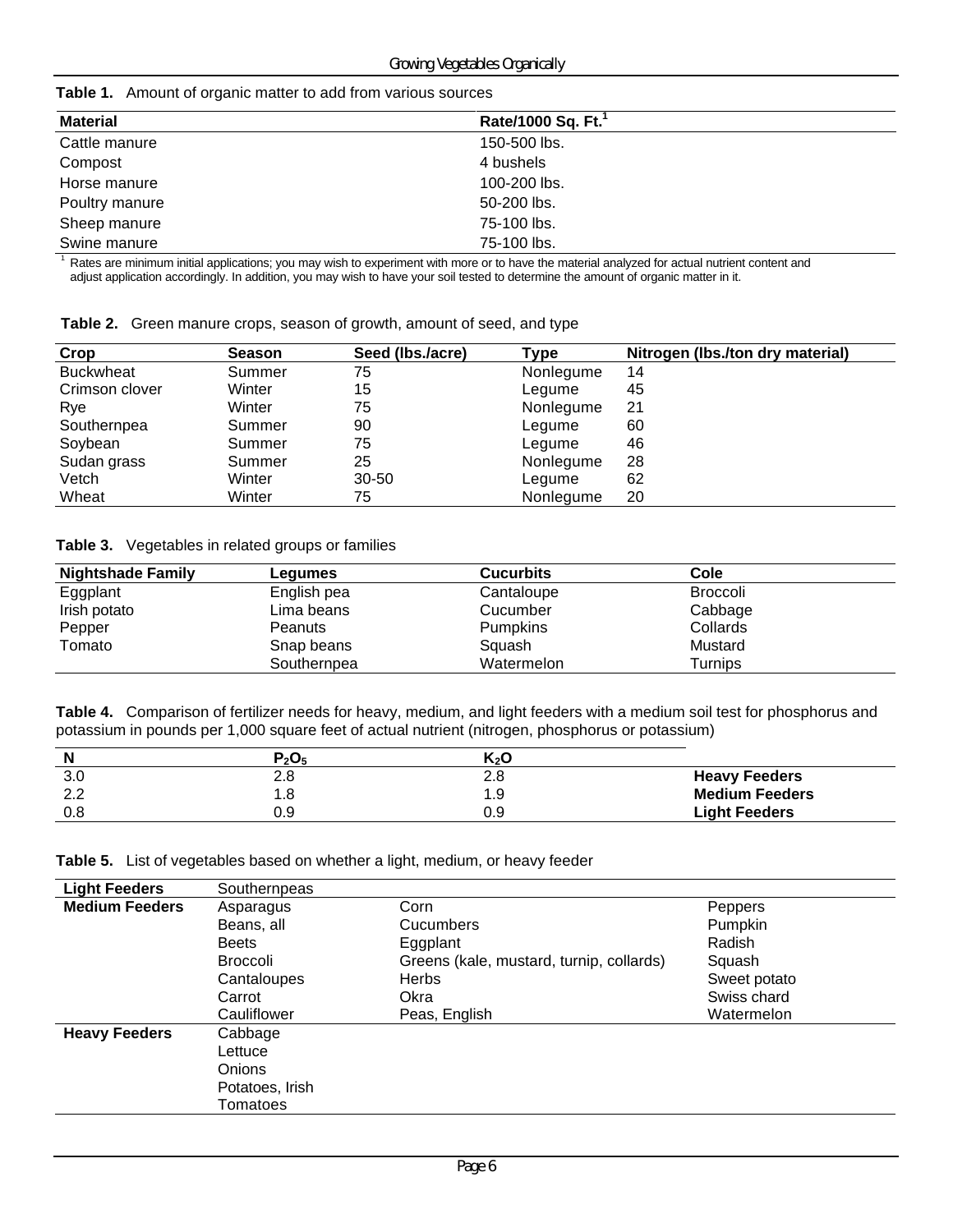**Table 1.** Amount of organic matter to add from various sources

| Material | Rate/1000 Sq. Ft.[1] |
|---|---|
| Cattle manure | 150-500 lbs. |
| Compost | 4 bushels |
| Horse manure | 100-200 lbs. |
| Poultry manure | 50-200 lbs. |
| Sheep manure | 75-100 lbs. |
| Swine manure | 75-100 lbs. |

[1] Rates are minimum initial applications; you may wish to experiment with more or to have the material analyzed for actual nutrient content and adjust application accordingly. In addition, you may wish to have your soil tested to determine the amount of organic matter in it.

**Table 2.** Green manure crops, season of growth, amount of seed, and type

| Crop | Season | Seed (lbs./acre) | Type | Nitrogen (lbs./ton dry material) |
|---|---|---|---|---|
| Buckwheat | Summer | 75 | Nonlegume | 14 |
| Crimson clover | Winter | 15 | Legume | 45 |
| Rye | Winter | 75 | Nonlegume | 21 |
| Southernpea | Summer | 90 | Legume | 60 |
| Soybean | Summer | 75 | Legume | 46 |
| Sudan grass | Summer | 25 | Nonlegume | 28 |
| Vetch | Winter | 30-50 | Legume | 62 |
| Wheat | Winter | 75 | Nonlegume | 20 |

**Table 3.** Vegetables in related groups or families

| Nightshade Family | Legumes | Cucurbits | Cole |
|---|---|---|---|
| Eggplant | English pea | Cantaloupe | Broccoli |
| Irish potato | Lima beans | Cucumber | Cabbage |
| Pepper | Peanuts | Pumpkins | Collards |
| Tomato | Snap beans | Squash | Mustard |
| | Southernpea | Watermelon | Turnips |

**Table 4.** Comparison of fertilizer needs for heavy, medium, and light feeders with a medium soil test for phosphorus and potassium in pounds per 1,000 square feet of actual nutrient (nitrogen, phosphorus or potassium)

| N | $P_2O_5$ | $K_2O$ | |
|---|---|---|---|
| 3.0 | 2.8 | 2.8 | **Heavy Feeders** |
| 2.2 | 1.8 | 1.9 | **Medium Feeders** |
| 0.8 | 0.9 | 0.9 | **Light Feeders** |

**Table 5.** List of vegetables based on whether a light, medium, or heavy feeder

| **Light Feeders** | Southernpeas | | |
|---|---|---|---|
| **Medium Feeders** | Asparagus | Corn | Peppers |
| | Beans, all | Cucumbers | Pumpkin |
| | Beets | Eggplant | Radish |
| | Broccoli | Greens (kale, mustard, turnip, collards) | Squash |
| | Cantaloupes | Herbs | Sweet potato |
| | Carrot | Okra | Swiss chard |
| | Cauliflower | Peas, English | Watermelon |
| **Heavy Feeders** | Cabbage | | |
| | Lettuce | | |
| | Onions | | |
| | Potatoes, Irish | | |
| | Tomatoes | | |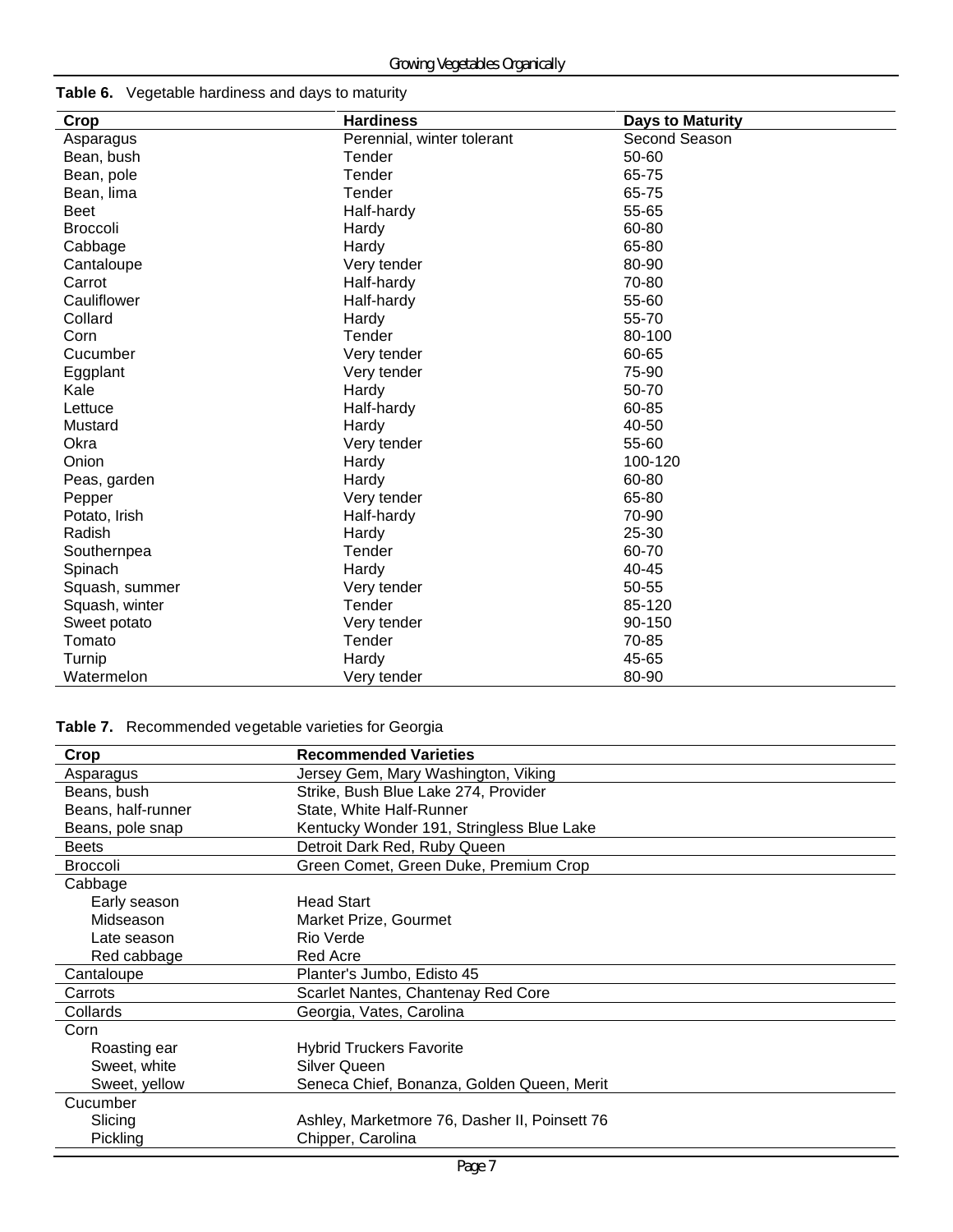**Table 6.** Vegetable hardiness and days to maturity

| Crop | Hardiness | Days to Maturity |
|---|---|---|
| Asparagus | Perennial, winter tolerant | Second Season |
| Bean, bush | Tender | 50-60 |
| Bean, pole | Tender | 65-75 |
| Bean, lima | Tender | 65-75 |
| Beet | Half-hardy | 55-65 |
| Broccoli | Hardy | 60-80 |
| Cabbage | Hardy | 65-80 |
| Cantaloupe | Very tender | 80-90 |
| Carrot | Half-hardy | 70-80 |
| Cauliflower | Half-hardy | 55-60 |
| Collard | Hardy | 55-70 |
| Corn | Tender | 80-100 |
| Cucumber | Very tender | 60-65 |
| Eggplant | Very tender | 75-90 |
| Kale | Hardy | 50-70 |
| Lettuce | Half-hardy | 60-85 |
| Mustard | Hardy | 40-50 |
| Okra | Very tender | 55-60 |
| Onion | Hardy | 100-120 |
| Peas, garden | Hardy | 60-80 |
| Pepper | Very tender | 65-80 |
| Potato, Irish | Half-hardy | 70-90 |
| Radish | Hardy | 25-30 |
| Southernpea | Tender | 60-70 |
| Spinach | Hardy | 40-45 |
| Squash, summer | Very tender | 50-55 |
| Squash, winter | Tender | 85-120 |
| Sweet potato | Very tender | 90-150 |
| Tomato | Tender | 70-85 |
| Turnip | Hardy | 45-65 |
| Watermelon | Very tender | 80-90 |

**Table 7.** Recommended vegetable varieties for Georgia

| Crop | Recommended Varieties |
|---|---|
| Asparagus | Jersey Gem, Mary Washington, Viking |
| Beans, bush | Strike, Bush Blue Lake 274, Provider |
| Beans, half-runner | State, White Half-Runner |
| Beans, pole snap | Kentucky Wonder 191, Stringless Blue Lake |
| Beets | Detroit Dark Red, Ruby Queen |
| Broccoli | Green Comet, Green Duke, Premium Crop |
| Cabbage | |
| Early season | Head Start |
| Midseason | Market Prize, Gourmet |
| Late season | Rio Verde |
| Red cabbage | Red Acre |
| Cantaloupe | Planter's Jumbo, Edisto 45 |
| Carrots | Scarlet Nantes, Chantenay Red Core |
| Collards | Georgia, Vates, Carolina |
| Corn | |
| Roasting ear | Hybrid Truckers Favorite |
| Sweet, white | Silver Queen |
| Sweet, yellow | Seneca Chief, Bonanza, Golden Queen, Merit |
| Cucumber | |
| Slicing | Ashley, Marketmore 76, Dasher II, Poinsett 76 |
| Pickling | Chipper, Carolina |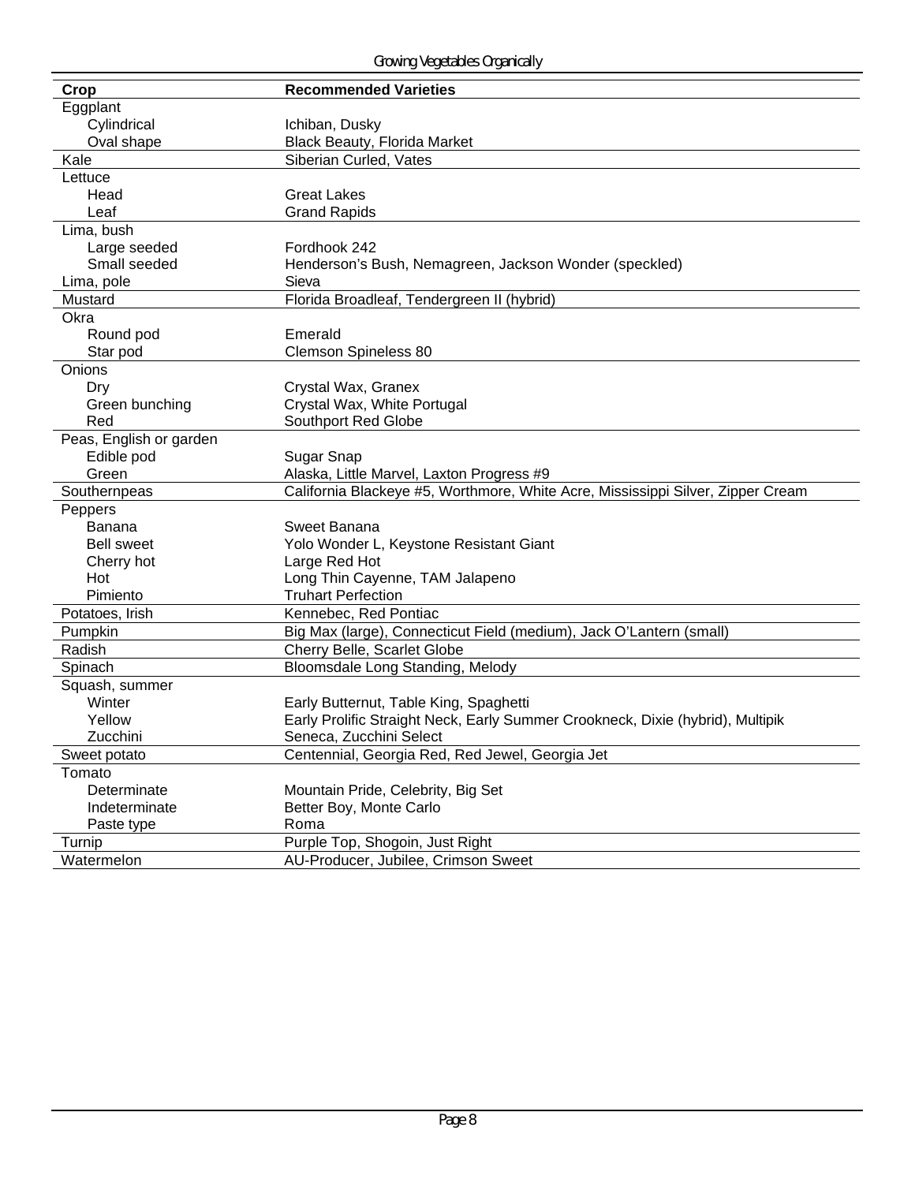| Crop | Recommended Varieties |
| --- | --- |
| Eggplant | |
| Cylindrical | Ichiban, Dusky |
| Oval shape | Black Beauty, Florida Market |
| Kale | Siberian Curled, Vates |
| Lettuce | |
| Head | Great Lakes |
| Leaf | Grand Rapids |
| Lima, bush | |
| Large seeded | Fordhook 242 |
| Small seeded | Henderson's Bush, Nemagreen, Jackson Wonder (speckled) |
| Lima, pole | Sieva |
| Mustard | Florida Broadleaf, Tendergreen II (hybrid) |
| Okra | |
| Round pod | Emerald |
| Star pod | Clemson Spineless 80 |
| Onions | |
| Dry | Crystal Wax, Granex |
| Green bunching | Crystal Wax, White Portugal |
| Red | Southport Red Globe |
| Peas, English or garden | |
| Edible pod | Sugar Snap |
| Green | Alaska, Little Marvel, Laxton Progress #9 |
| Southernpeas | California Blackeye #5, Worthmore, White Acre, Mississippi Silver, Zipper Cream |
| Peppers | |
| Banana | Sweet Banana |
| Bell sweet | Yolo Wonder L, Keystone Resistant Giant |
| Cherry hot | Large Red Hot |
| Hot | Long Thin Cayenne, TAM Jalapeno |
| Pimiento | Truhart Perfection |
| Potatoes, Irish | Kennebec, Red Pontiac |
| Pumpkin | Big Max (large), Connecticut Field (medium), Jack O'Lantern (small) |
| Radish | Cherry Belle, Scarlet Globe |
| Spinach | Bloomsdale Long Standing, Melody |
| Squash, summer | |
| Winter | Early Butternut, Table King, Spaghetti |
| Yellow | Early Prolific Straight Neck, Early Summer Crookneck, Dixie (hybrid), Multipik |
| Zucchini | Seneca, Zucchini Select |
| Sweet potato | Centennial, Georgia Red, Red Jewel, Georgia Jet |
| Tomato | |
| Determinate | Mountain Pride, Celebrity, Big Set |
| Indeterminate | Better Boy, Monte Carlo |
| Paste type | Roma |
| Turnip | Purple Top, Shogoin, Just Right |
| Watermelon | AU-Producer, Jubilee, Crimson Sweet |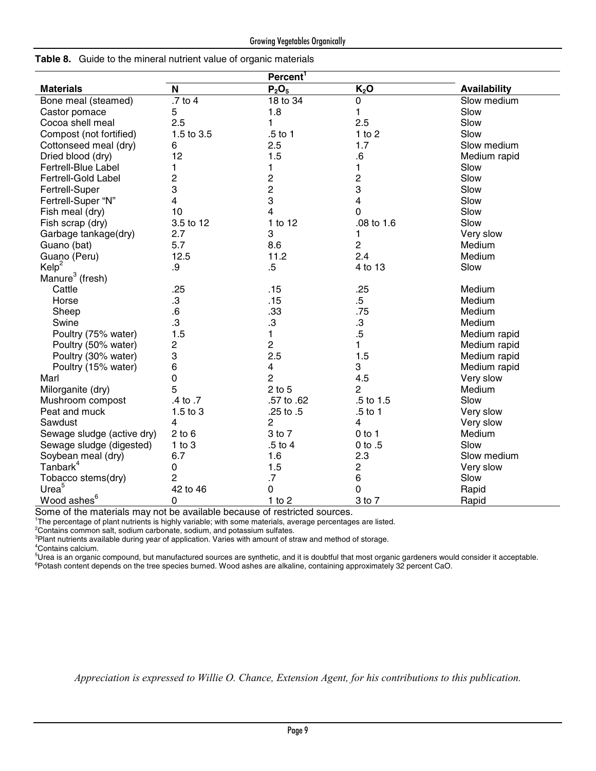**Table 8.** Guide to the mineral nutrient value of organic materials

| Materials | Percent[1] N | $P_2O_5$ | $K_2O$ | Availability |
|---|---|---|---|---|
| Bone meal (steamed) | .7 to 4 | 18 to 34 | 0 | Slow medium |
| Castor pomace | 5 | 1.8 | 1 | Slow |
| Cocoa shell meal | 2.5 | 1 | 2.5 | Slow |
| Compost (not fortified) | 1.5 to 3.5 | .5 to 1 | 1 to 2 | Slow |
| Cottonseed meal (dry) | 6 | 2.5 | 1.7 | Slow medium |
| Dried blood (dry) | 12 | 1.5 | .6 | Medium rapid |
| Fertrell-Blue Label | 1 | 1 | 1 | Slow |
| Fertrell-Gold Label | 2 | 2 | 2 | Slow |
| Fertrell-Super | 3 | 2 | 3 | Slow |
| Fertrell-Super "N" | 4 | 3 | 4 | Slow |
| Fish meal (dry) | 10 | 4 | 0 | Slow |
| Fish scrap (dry) | 3.5 to 12 | 1 to 12 | .08 to 1.6 | Slow |
| Garbage tankage(dry) | 2.7 | 3 | 1 | Very slow |
| Guano (bat) | 5.7 | 8.6 | 2 | Medium |
| Guano (Peru) | 12.5 | 11.2 | 2.4 | Medium |
| Kelp[2] | .9 | .5 | 4 to 13 | Slow |
| Manure[3] (fresh) | | | | |
| Cattle | .25 | .15 | .25 | Medium |
| Horse | .3 | .15 | .5 | Medium |
| Sheep | .6 | .33 | .75 | Medium |
| Swine | .3 | .3 | .3 | Medium |
| Poultry (75% water) | 1.5 | 1 | .5 | Medium rapid |
| Poultry (50% water) | 2 | 2 | 1 | Medium rapid |
| Poultry (30% water) | 3 | 2.5 | 1.5 | Medium rapid |
| Poultry (15% water) | 6 | 4 | 3 | Medium rapid |
| Marl | 0 | 2 | 4.5 | Very slow |
| Milorganite (dry) | 5 | 2 to 5 | 2 | Medium |
| Mushroom compost | .4 to .7 | .57 to .62 | .5 to 1.5 | Slow |
| Peat and muck | 1.5 to 3 | .25 to .5 | .5 to 1 | Very slow |
| Sawdust | 4 | 2 | 4 | Very slow |
| Sewage sludge (active dry) | 2 to 6 | 3 to 7 | 0 to 1 | Medium |
| Sewage sludge (digested) | 1 to 3 | .5 to 4 | 0 to .5 | Slow |
| Soybean meal (dry) | 6.7 | 1.6 | 2.3 | Slow medium |
| Tanbark[4] | 0 | 1.5 | 2 | Very slow |
| Tobacco stems(dry) | 2 | .7 | 6 | Slow |
| Urea[5] | 42 to 46 | 0 | 0 | Rapid |
| Wood ashes[6] | 0 | 1 to 2 | 3 to 7 | Rapid |

Some of the materials may not be available because of restricted sources.

[1]The percentage of plant nutrients is highly variable; with some materials, average percentages are listed.

[2]Contains common salt, sodium carbonate, sodium, and potassium sulfates.

[3]Plant nutrients available during year of application. Varies with amount of straw and method of storage.

[4]Contains calcium.

[5]Urea is an organic compound, but manufactured sources are synthetic, and it is doubtful that most organic gardeners would consider it acceptable.

[6]Potash content depends on the tree species burned. Wood ashes are alkaline, containing approximately 32 percent CaO.

*Appreciation is expressed to Willie O. Chance, Extension Agent, for his contributions to this publication.*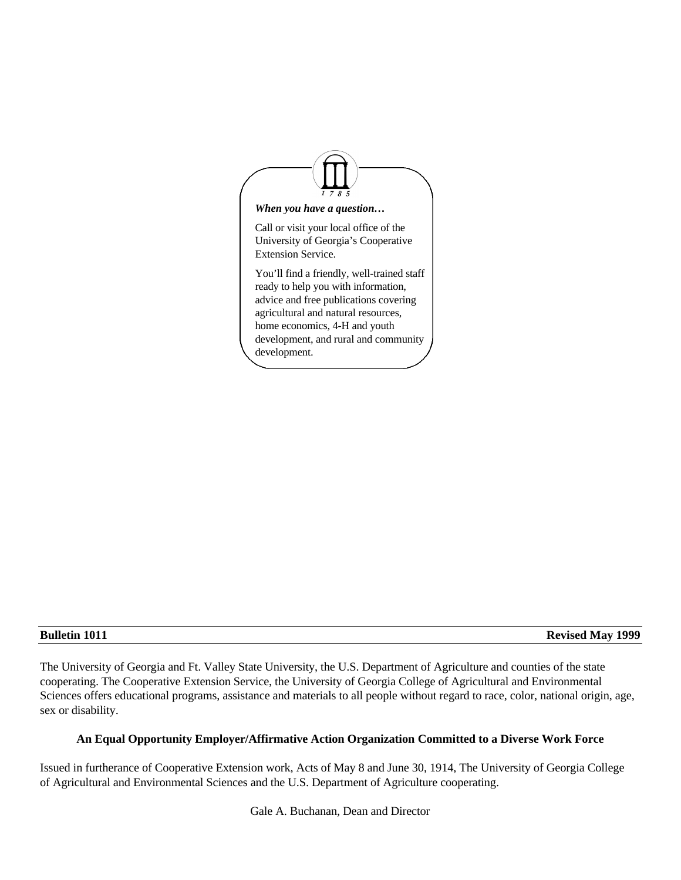*When you have a question…*

Call or visit your local office of the University of Georgia's Cooperative Extension Service.

You'll find a friendly, well-trained staff ready to help you with information, advice and free publications covering agricultural and natural resources, home economics, 4-H and youth development, and rural and community development.

**Bulletin 1011** **Revised May 1999**

The University of Georgia and Ft. Valley State University, the U.S. Department of Agriculture and counties of the state cooperating. The Cooperative Extension Service, the University of Georgia College of Agricultural and Environmental Sciences offers educational programs, assistance and materials to all people without regard to race, color, national origin, age, sex or disability.

**An Equal Opportunity Employer/Affirmative Action Organization Committed to a Diverse Work Force**

Issued in furtherance of Cooperative Extension work, Acts of May 8 and June 30, 1914, The University of Georgia College of Agricultural and Environmental Sciences and the U.S. Department of Agriculture cooperating.

Gale A. Buchanan, Dean and Director